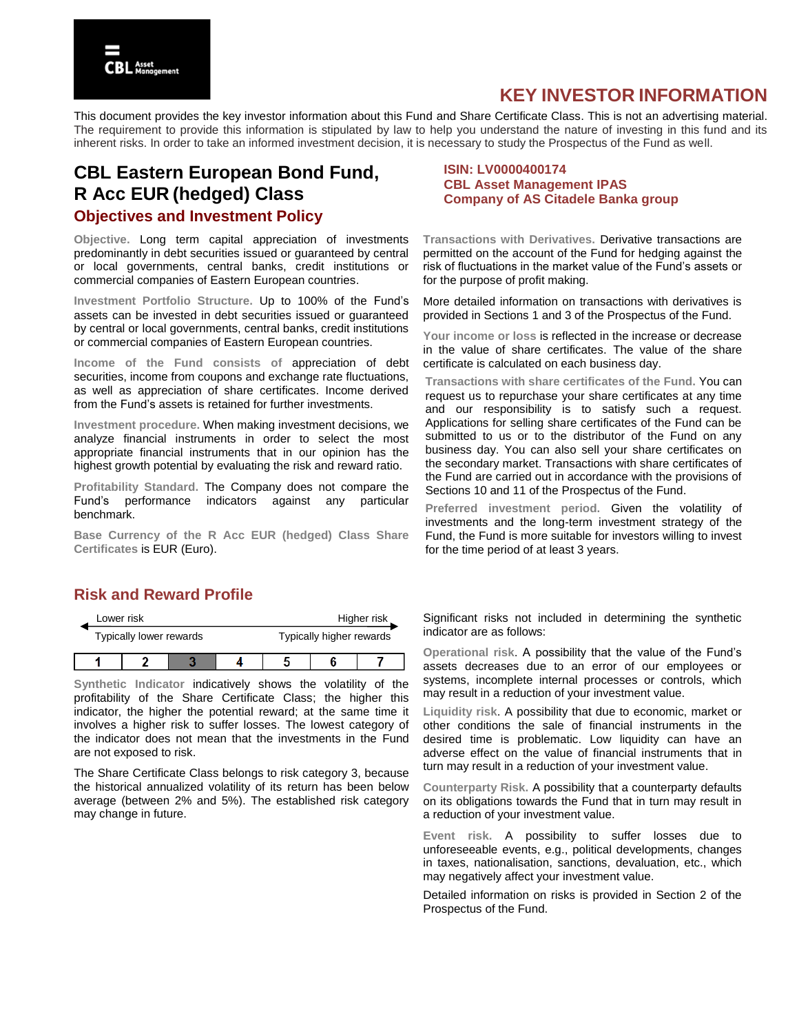# KEY INVESTOR INFORMATION

This document provides the key investor information about this Fund and Share Certificate Class. This is not an advertising material. The requirement to provide this information is stipulated by law to help you understand the nature of investing in this fund and its inherent risks. In order to take an informed investment decision, it is necessary to study the Prospectus of the Fund as well.

## CBL Eastern European Bond Fund, R Acc EUR (hedged) Class

**ISIN: LV0000400174**
**CBL Asset Management IPAS**
**Company of AS Citadele Banka group**

## Objectives and Investment Policy

**Objective.** Long term capital appreciation of investments predominantly in debt securities issued or guaranteed by central or local governments, central banks, credit institutions or commercial companies of Eastern European countries.

**Investment Portfolio Structure.** Up to 100% of the Fund's assets can be invested in debt securities issued or guaranteed by central or local governments, central banks, credit institutions or commercial companies of Eastern European countries.

**Income of the Fund consists of** appreciation of debt securities, income from coupons and exchange rate fluctuations, as well as appreciation of share certificates. Income derived from the Fund's assets is retained for further investments.

**Investment procedure.** When making investment decisions, we analyze financial instruments in order to select the most appropriate financial instruments that in our opinion has the highest growth potential by evaluating the risk and reward ratio.

**Profitability Standard.** The Company does not compare the Fund's performance indicators against any particular benchmark.

**Base Currency of the R Acc EUR (hedged) Class Share Certificates** is EUR (Euro).

**Transactions with Derivatives.** Derivative transactions are permitted on the account of the Fund for hedging against the risk of fluctuations in the market value of the Fund's assets or for the purpose of profit making.

More detailed information on transactions with derivatives is provided in Sections 1 and 3 of the Prospectus of the Fund.

**Your income or loss** is reflected in the increase or decrease in the value of share certificates. The value of the share certificate is calculated on each business day.

**Transactions with share certificates of the Fund.** You can request us to repurchase your share certificates at any time and our responsibility is to satisfy such a request. Applications for selling share certificates of the Fund can be submitted to us or to the distributor of the Fund on any business day. You can also sell your share certificates on the secondary market. Transactions with share certificates of the Fund are carried out in accordance with the provisions of Sections 10 and 11 of the Prospectus of the Fund.

**Preferred investment period.** Given the volatility of investments and the long-term investment strategy of the Fund, the Fund is more suitable for investors willing to invest for the time period of at least 3 years.

## Risk and Reward Profile

Lower risk — Higher risk

Typically lower rewards — Typically higher rewards

| 1 | 2 | **3** | 4 | 5 | 6 | 7 |
|---|---|---|---|---|---|---|

**Synthetic Indicator** indicatively shows the volatility of the profitability of the Share Certificate Class; the higher this indicator, the higher the potential reward; at the same time it involves a higher risk to suffer losses. The lowest category of the indicator does not mean that the investments in the Fund are not exposed to risk.

The Share Certificate Class belongs to risk category 3, because the historical annualized volatility of its return has been below average (between 2% and 5%). The established risk category may change in future.

Significant risks not included in determining the synthetic indicator are as follows:

**Operational risk.** A possibility that the value of the Fund's assets decreases due to an error of our employees or systems, incomplete internal processes or controls, which may result in a reduction of your investment value.

**Liquidity risk.** A possibility that due to economic, market or other conditions the sale of financial instruments in the desired time is problematic. Low liquidity can have an adverse effect on the value of financial instruments that in turn may result in a reduction of your investment value.

**Counterparty Risk.** A possibility that a counterparty defaults on its obligations towards the Fund that in turn may result in a reduction of your investment value.

**Event risk.** A possibility to suffer losses due to unforeseeable events, e.g., political developments, changes in taxes, nationalisation, sanctions, devaluation, etc., which may negatively affect your investment value.

Detailed information on risks is provided in Section 2 of the Prospectus of the Fund.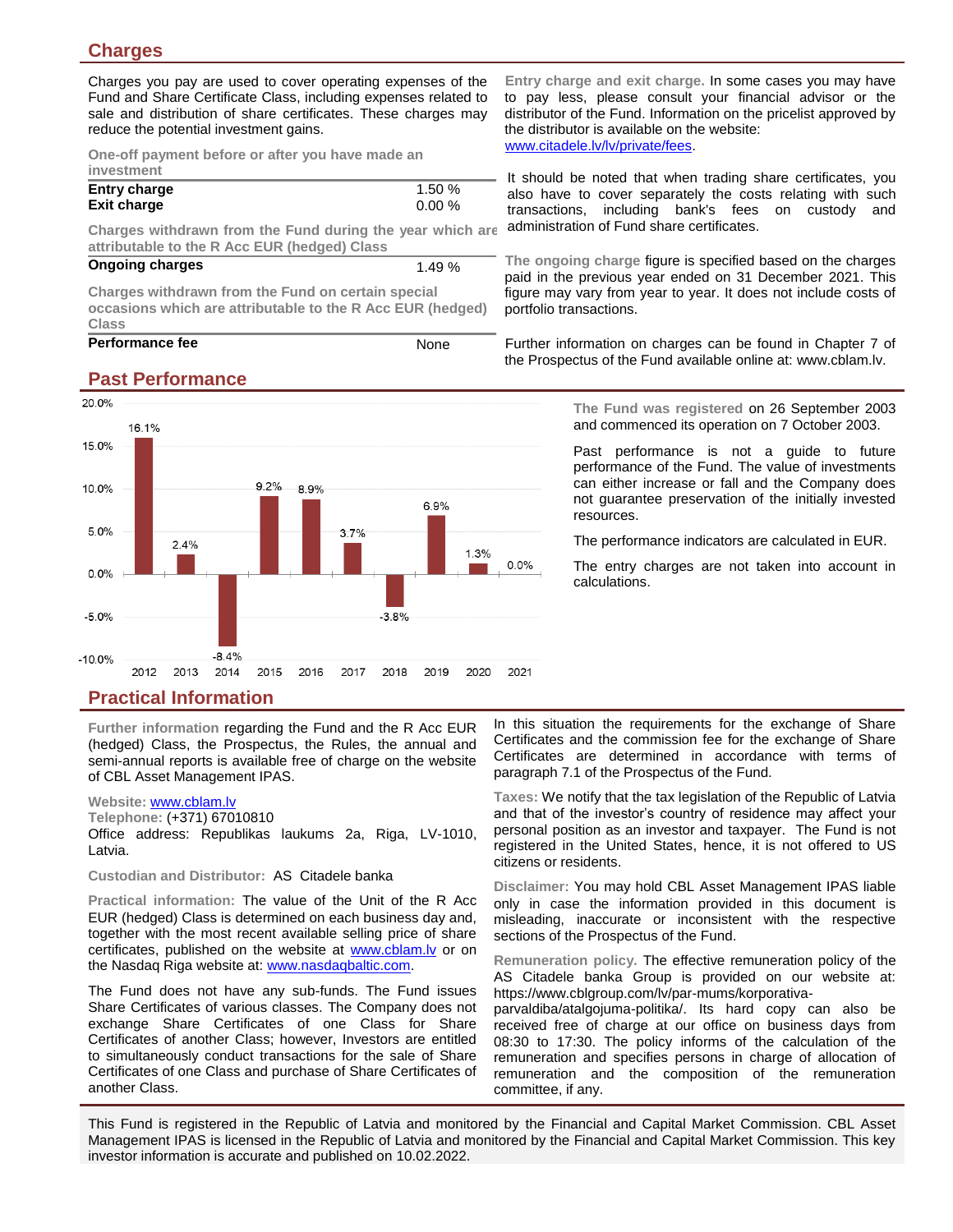## Charges

Charges you pay are used to cover operating expenses of the Fund and Share Certificate Class, including expenses related to sale and distribution of share certificates. These charges may reduce the potential investment gains.

| One-off payment before or after you have made an investment | |
|---|---|
| **Entry charge** | 1.50 % |
| **Exit charge** | 0.00 % |
| **Charges withdrawn from the Fund during the year which are attributable to the R Acc EUR (hedged) Class** | |
| **Ongoing charges** | 1.49 % |
| **Charges withdrawn from the Fund on certain special occasions which are attributable to the R Acc EUR (hedged) Class** | |
| **Performance fee** | None |

**Entry charge and exit charge.** In some cases you may have to pay less, please consult your financial advisor or the distributor of the Fund. Information on the pricelist approved by the distributor is available on the website: www.citadele.lv/lv/private/fees.

It should be noted that when trading share certificates, you also have to cover separately the costs relating with such transactions, including bank's fees on custody and administration of Fund share certificates.

**The ongoing charge** figure is specified based on the charges paid in the previous year ended on 31 December 2021. This figure may vary from year to year. It does not include costs of portfolio transactions.

Further information on charges can be found in Chapter 7 of the Prospectus of the Fund available online at: www.cblam.lv.

## Past Performance

20.0%
15.0%
10.0%
5.0%
0.0%
-5.0%
-10.0%

16.1% 2.4% -8.4% 9.2% 8.9% 3.7% -3.8% 6.9% 1.3% 0.0%

2012 2013 2014 2015 2016 2017 2018 2019 2020 2021

**The Fund was registered** on 26 September 2003 and commenced its operation on 7 October 2003.

Past performance is not a guide to future performance of the Fund. The value of investments can either increase or fall and the Company does not guarantee preservation of the initially invested resources.

The performance indicators are calculated in EUR.

The entry charges are not taken into account in calculations.

## Practical Information

**Further information** regarding the Fund and the R Acc EUR (hedged) Class, the Prospectus, the Rules, the annual and semi-annual reports is available free of charge on the website of CBL Asset Management IPAS.

**Website:** www.cblam.lv
**Telephone:** (+371) 67010810
Office address: Republikas laukums 2a, Riga, LV-1010, Latvia.

**Custodian and Distributor:** AS Citadele banka

**Practical information:** The value of the Unit of the R Acc EUR (hedged) Class is determined on each business day and, together with the most recent available selling price of share certificates, published on the website at www.cblam.lv or on the Nasdaq Riga website at: www.nasdaqbaltic.com.

The Fund does not have any sub-funds. The Fund issues Share Certificates of various classes. The Company does not exchange Share Certificates of one Class for Share Certificates of another Class; however, Investors are entitled to simultaneously conduct transactions for the sale of Share Certificates of one Class and purchase of Share Certificates of another Class.

In this situation the requirements for the exchange of Share Certificates and the commission fee for the exchange of Share Certificates are determined in accordance with terms of paragraph 7.1 of the Prospectus of the Fund.

**Taxes:** We notify that the tax legislation of the Republic of Latvia and that of the investor's country of residence may affect your personal position as an investor and taxpayer. The Fund is not registered in the United States, hence, it is not offered to US citizens or residents.

**Disclaimer:** You may hold CBL Asset Management IPAS liable only in case the information provided in this document is misleading, inaccurate or inconsistent with the respective sections of the Prospectus of the Fund.

**Remuneration policy.** The effective remuneration policy of the AS Citadele banka Group is provided on our website at: https://www.cblgroup.com/lv/par-mums/korporativa-parvaldiba/atalgojuma-politika/. Its hard copy can also be received free of charge at our office on business days from 08:30 to 17:30. The policy informs of the calculation of the remuneration and specifies persons in charge of allocation of remuneration and the composition of the remuneration committee, if any.

This Fund is registered in the Republic of Latvia and monitored by the Financial and Capital Market Commission. CBL Asset Management IPAS is licensed in the Republic of Latvia and monitored by the Financial and Capital Market Commission. This key investor information is accurate and published on 10.02.2022.